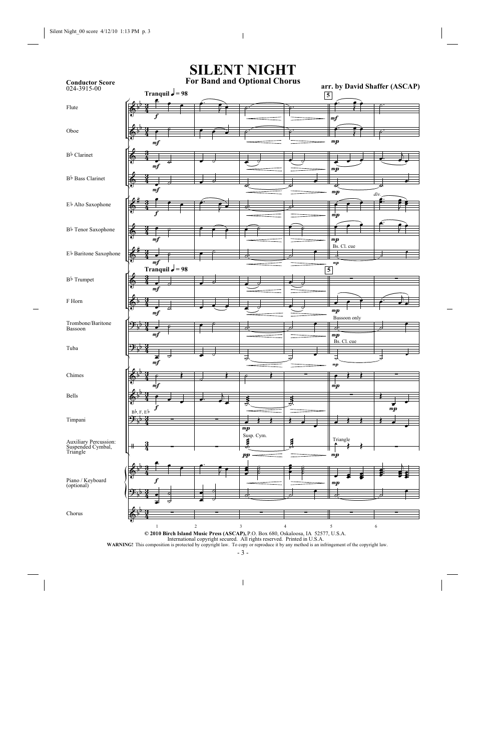# SILENT NIGHT

## For Band and Optional Chorus

**Conductor Score**
024-3915-00

**arr. by David Shaffer (ASCAP)**

**© 2010 Birch Island Music Press (ASCAP),** P.O. Box 680, Oskaloosa, IA 52577, U.S.A.
International copyright secured. All rights reserved. Printed in U.S.A.
**WARNING!** This composition is protected by copyright law. To copy or reproduce it by any method is an infringement of the copyright law.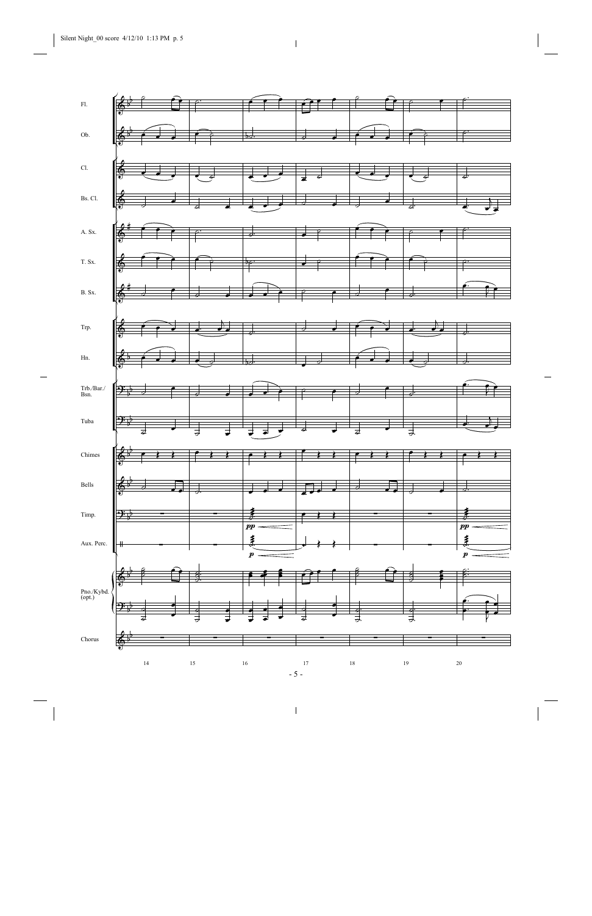Fl.

Ob.

Cl.

Bs. Cl.

A. Sx.

T. Sx.

B. Sx.

Trp.

Hn.

Trb./Bar./Bsn.

Tuba

Chimes

Bells

Timp.

*pp*

*pp*

Aux. Perc.

*p*

*p*

Pno./Kybd. (opt.)

Chorus

14 15 16 17 18 19 20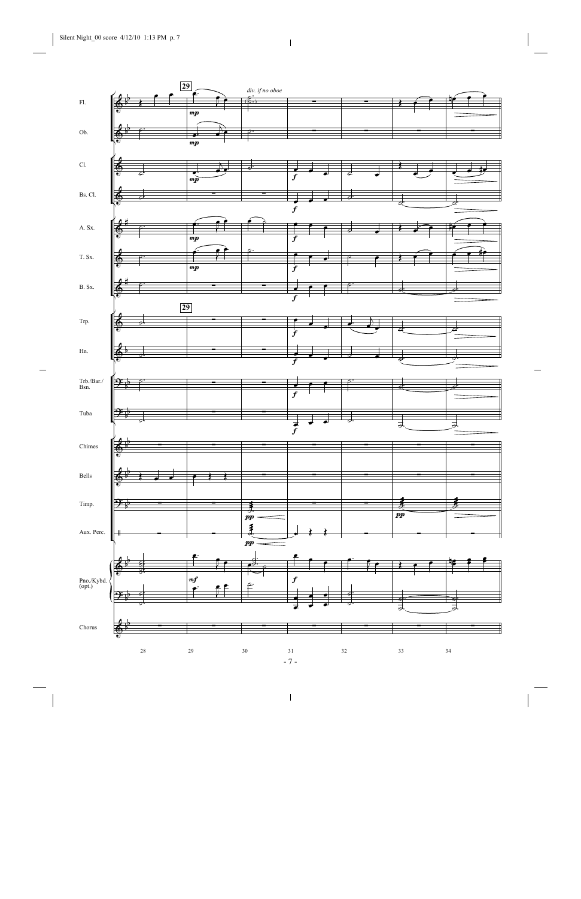29

*div. if no oboe*

Fl.

Ob.

Cl.

Bs. Cl.

A. Sx.

T. Sx.

B. Sx.

Trp.

Hn.

Trb./Bar./ Bsn.

Tuba

Chimes

Bells

Timp.

Aux. Perc.

Pno./Kybd. (opt.)

Chorus

28 29 30 31 32 33 34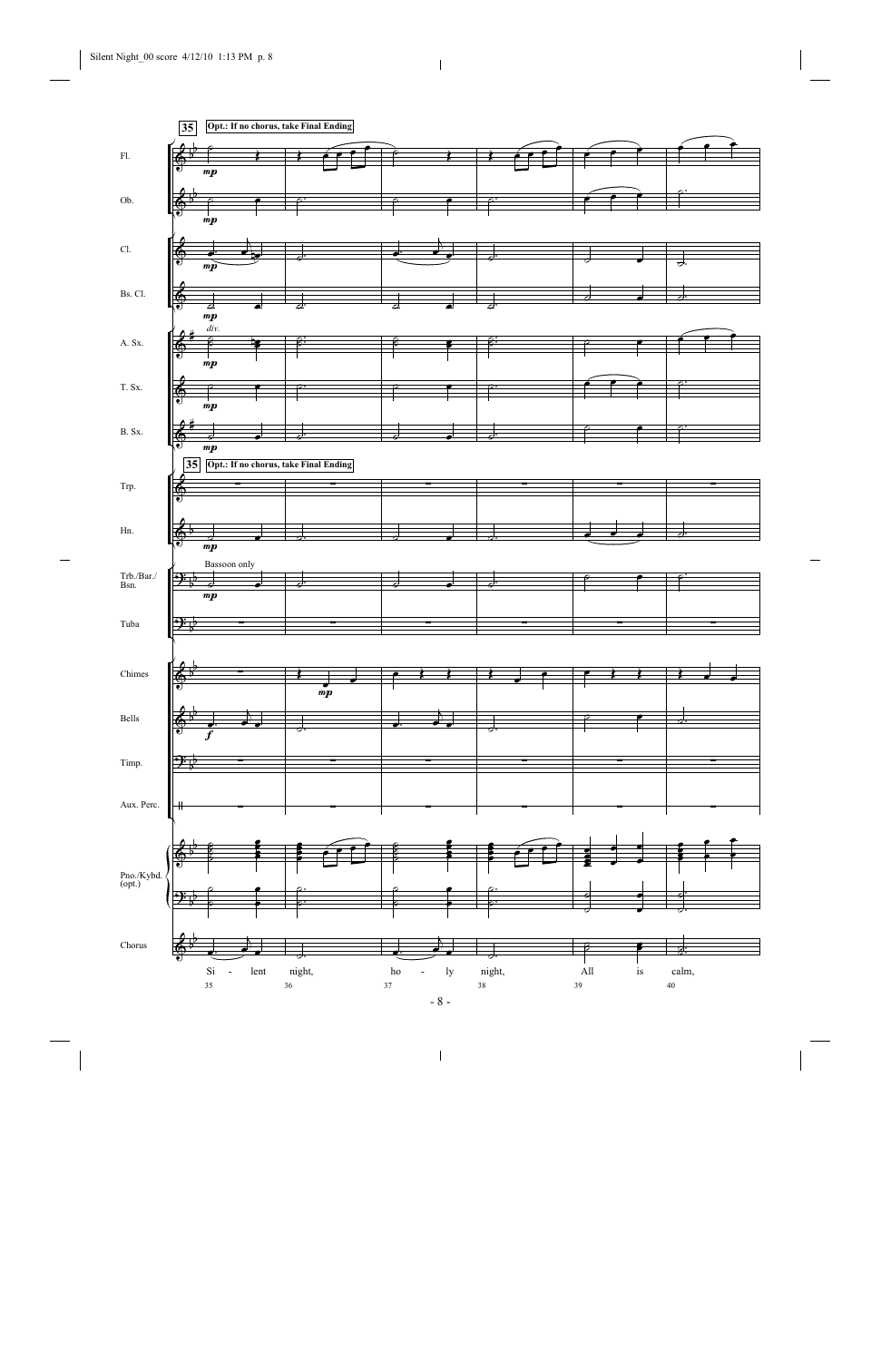**35** Opt.: If no chorus, take Final Ending

Fl.

Ob.

Cl.

Bs. Cl.

A. Sx.

T. Sx.

B. Sx.

**35** Opt.: If no chorus, take Final Ending

Trp.

Hn.

Trb./Bar./Bsn.

Bassoon only

Tuba

Chimes

Bells

Timp.

Aux. Perc.

Pno./Kybd. (opt.)

Chorus

Si - lent night, ho - ly night, All is calm,

35 36 37 38 39 40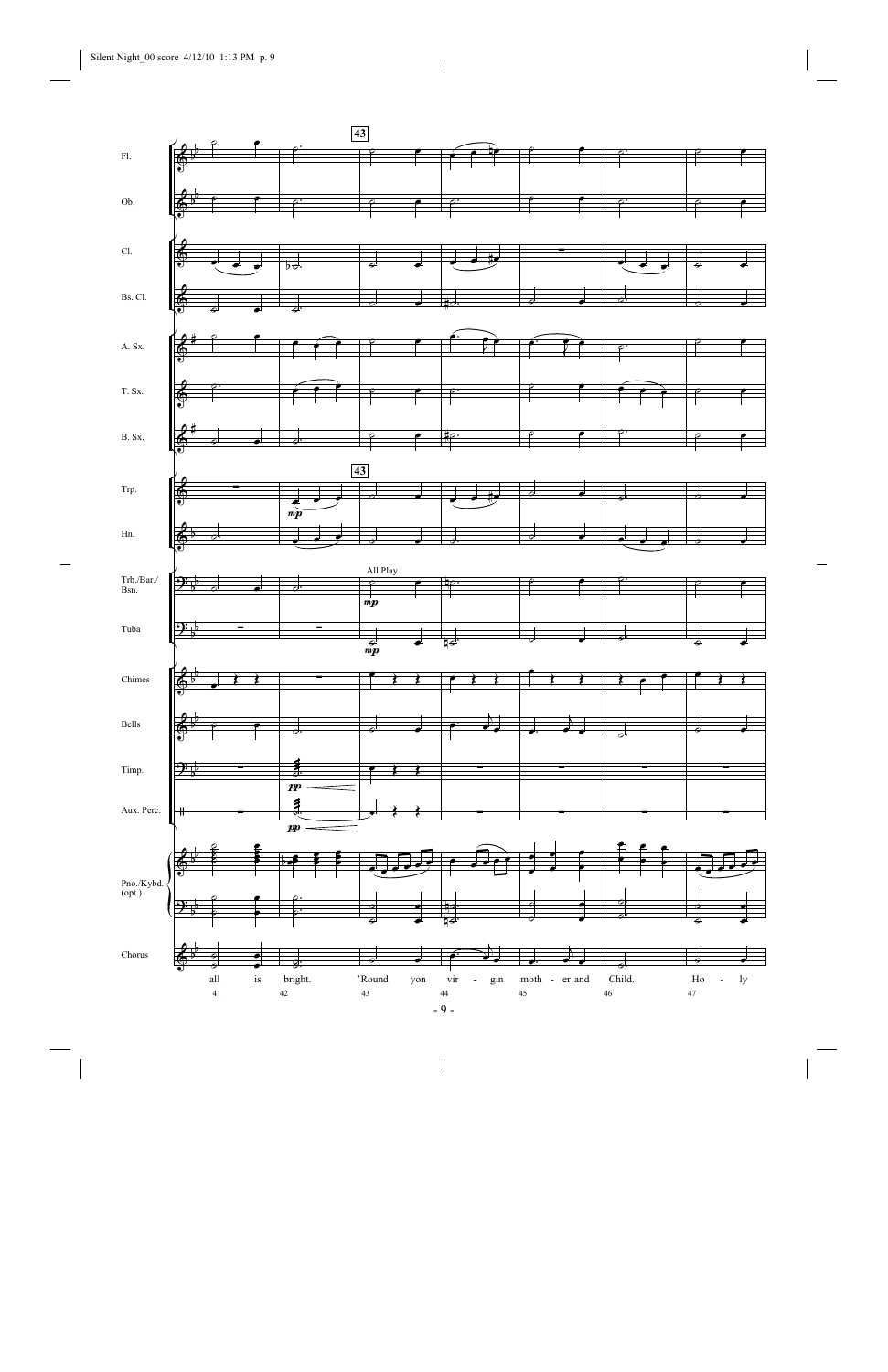**43**

Fl.

Ob.

Cl.

Bs. Cl.

A. Sx.

T. Sx.

B. Sx.

**43**

Trp. — *mp*

Hn.

Trb./Bar./Bsn. — All Play — *mp*

Tuba — *mp*

Chimes

Bells

Timp. — *pp*

Aux. Perc. — *pp*

Pno./Kybd. (opt.)

Chorus

all is bright. 'Round yon vir - gin moth - er and Child. Ho - ly

41 42 43 44 45 46 47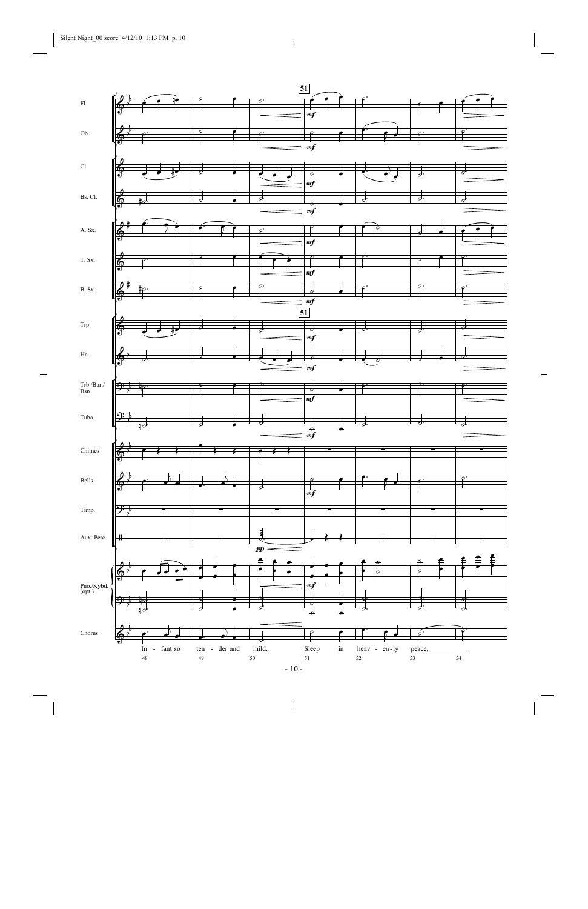51

Fl.

Ob.

Cl.

Bs. Cl.

A. Sx.

T. Sx.

B. Sx.

Trp.

Hn.

Trb./Bar./ Bsn.

Tuba

Chimes

Bells

Timp.

Aux. Perc.

Pno./Kybd. (opt.)

Chorus

In - fant so ten - der and mild. Sleep in heav - en - ly peace,

48 49 50 51 52 53 54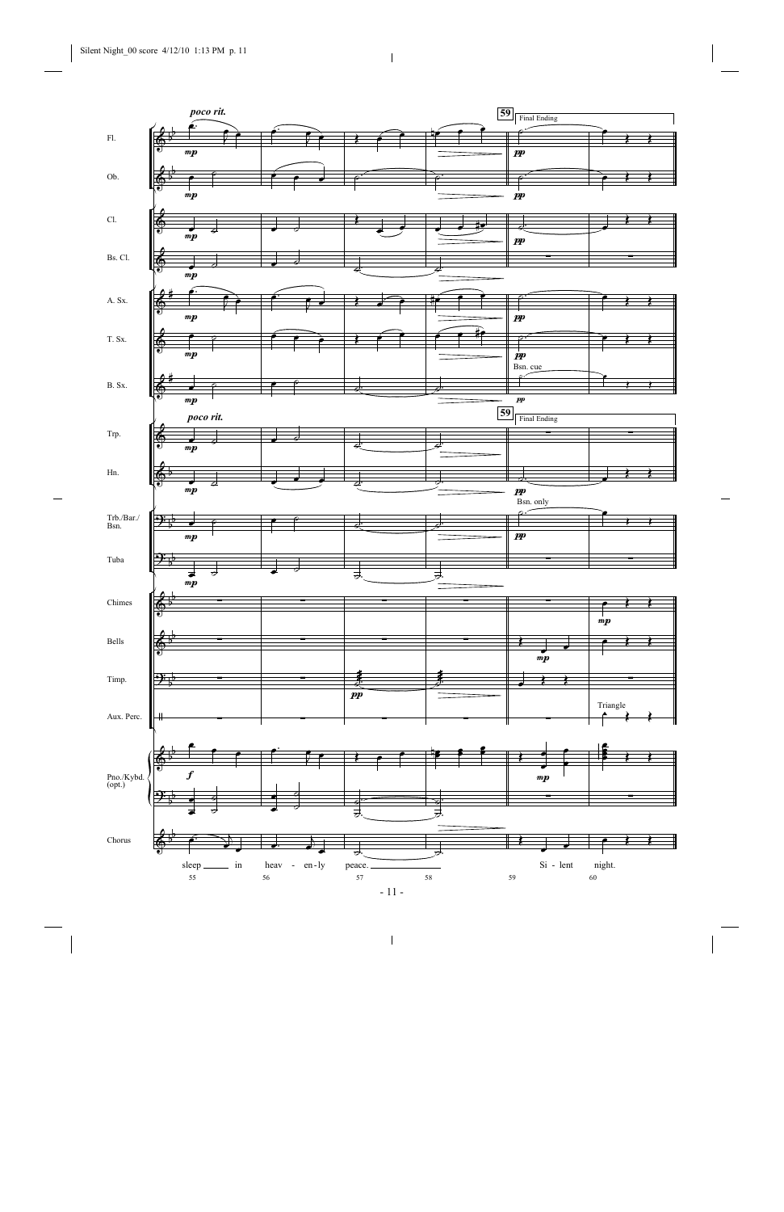*poco rit.*

**59** Final Ending

Fl.

Ob.

Cl.

Bs. Cl.

A. Sx.

T. Sx.

B. Sx.

Bsn. cue

*poco rit.*

**59** Final Ending

Trp.

Hn.

Bsn. only

Trb./Bar./ Bsn.

Tuba

Chimes

Bells

Timp.

Triangle

Aux. Perc.

Pno./Kybd. (opt.)

Chorus

sleep ___ in heav - en - ly peace. ___ Si - lent night.

55 56 57 58 59 60